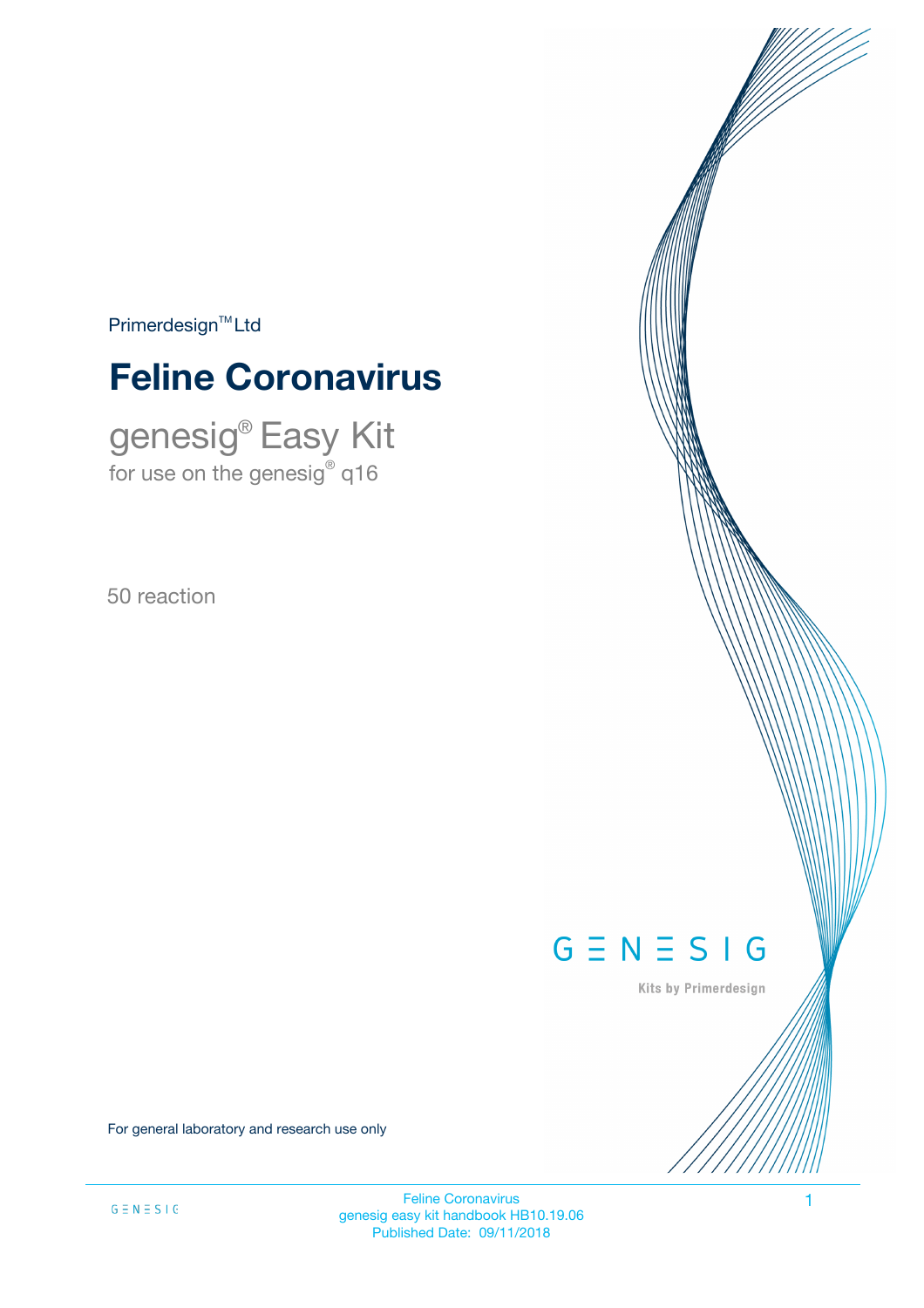Primerdesign™ Ltd

# Feline Coronavirus

## genesig® Easy Kit

for use on the genesig® q16

50 reaction

GENESIG

Kits by Primerdesign

For general laboratory and research use only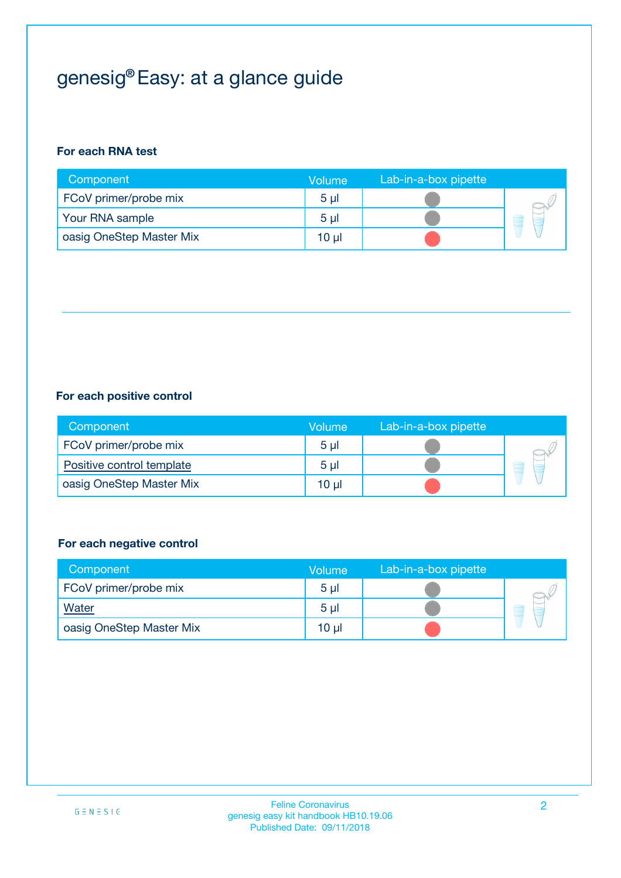# genesig® Easy: at a glance guide

**For each RNA test**

| Component | Volume | Lab-in-a-box pipette |
|---|---|---|
| FCoV primer/probe mix | 5 µl | |
| Your RNA sample | 5 µl | |
| oasig OneStep Master Mix | 10 µl | |

**For each positive control**

| Component | Volume | Lab-in-a-box pipette |
|---|---|---|
| FCoV primer/probe mix | 5 µl | |
| Positive control template | 5 µl | |
| oasig OneStep Master Mix | 10 µl | |

**For each negative control**

| Component | Volume | Lab-in-a-box pipette |
|---|---|---|
| FCoV primer/probe mix | 5 µl | |
| Water | 5 µl | |
| oasig OneStep Master Mix | 10 µl | |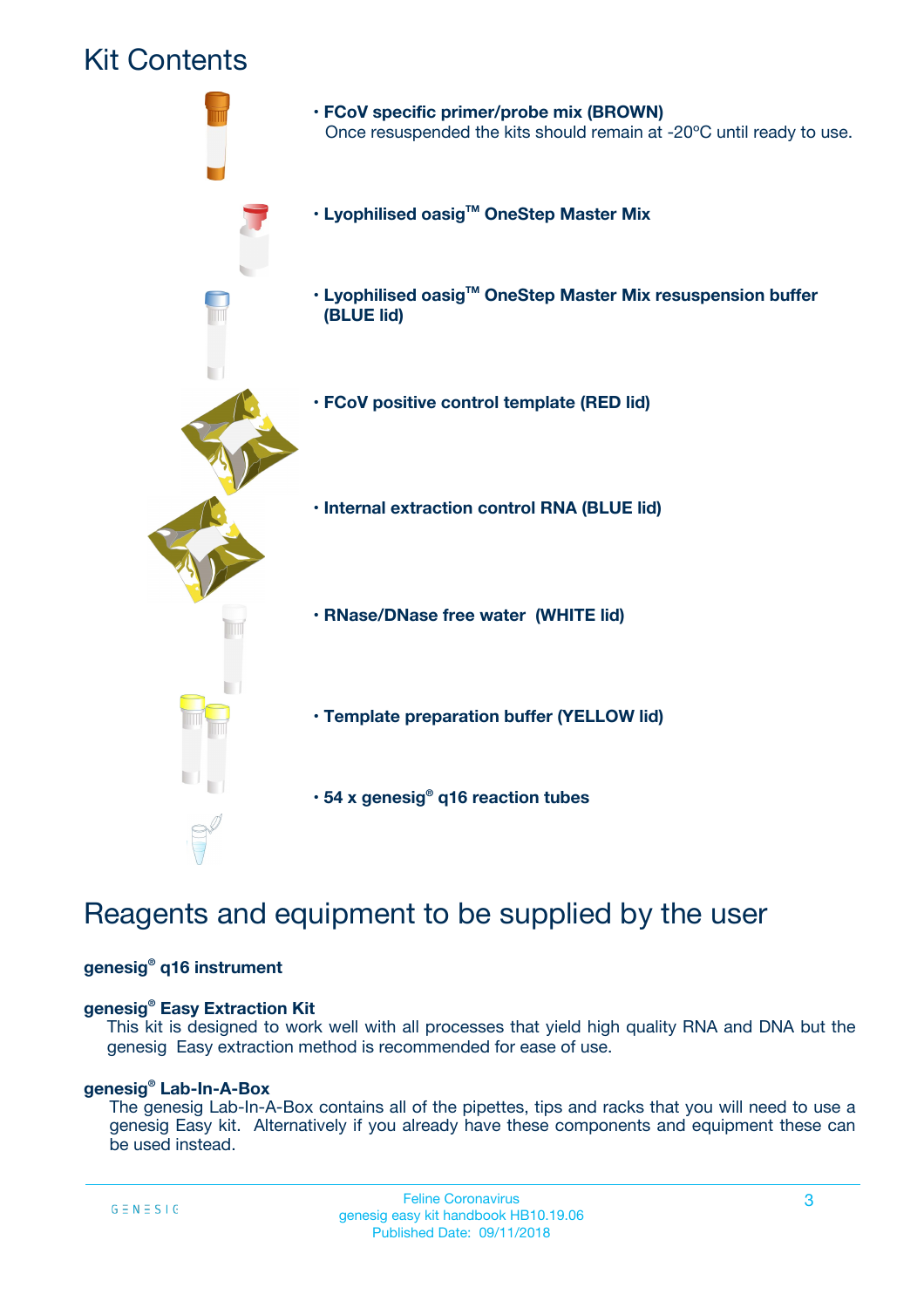# Kit Contents

- **FCoV specific primer/probe mix (BROWN)**
  Once resuspended the kits should remain at -20ºC until ready to use.
- **Lyophilised oasig™ OneStep Master Mix**
- **Lyophilised oasig™ OneStep Master Mix resuspension buffer (BLUE lid)**
- **FCoV positive control template (RED lid)**
- **Internal extraction control RNA (BLUE lid)**
- **RNase/DNase free water (WHITE lid)**
- **Template preparation buffer (YELLOW lid)**
- **54 x genesig® q16 reaction tubes**

# Reagents and equipment to be supplied by the user

**genesig® q16 instrument**

**genesig® Easy Extraction Kit**
This kit is designed to work well with all processes that yield high quality RNA and DNA but the genesig Easy extraction method is recommended for ease of use.

**genesig® Lab-In-A-Box**
The genesig Lab-In-A-Box contains all of the pipettes, tips and racks that you will need to use a genesig Easy kit. Alternatively if you already have these components and equipment these can be used instead.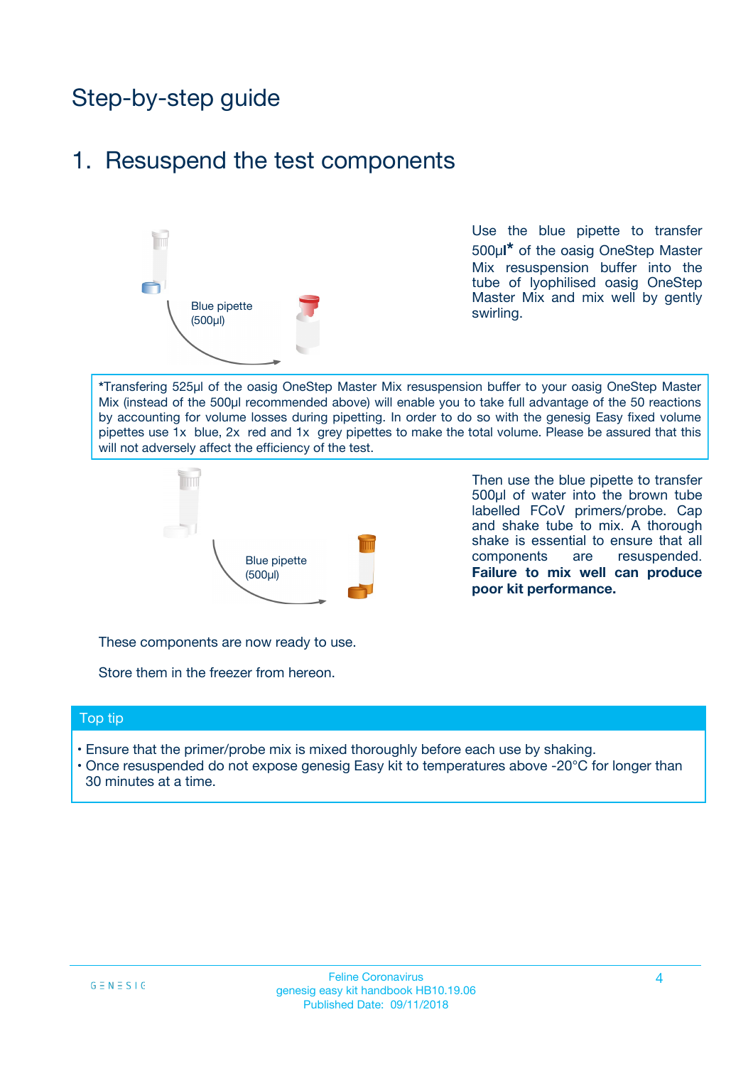# Step-by-step guide

## 1. Resuspend the test components

Blue pipette (500µl)

Use the blue pipette to transfer 500µl* of the oasig OneStep Master Mix resuspension buffer into the tube of lyophilised oasig OneStep Master Mix and mix well by gently swirling.

*Transfering 525µl of the oasig OneStep Master Mix resuspension buffer to your oasig OneStep Master Mix (instead of the 500µl recommended above) will enable you to take full advantage of the 50 reactions by accounting for volume losses during pipetting. In order to do so with the genesig Easy fixed volume pipettes use 1x blue, 2x red and 1x grey pipettes to make the total volume. Please be assured that this will not adversely affect the efficiency of the test.

Blue pipette (500µl)

Then use the blue pipette to transfer 500µl of water into the brown tube labelled FCoV primers/probe. Cap and shake tube to mix. A thorough shake is essential to ensure that all components are resuspended. **Failure to mix well can produce poor kit performance.**

These components are now ready to use.

Store them in the freezer from hereon.

### Top tip

- Ensure that the primer/probe mix is mixed thoroughly before each use by shaking.
- Once resuspended do not expose genesig Easy kit to temperatures above -20°C for longer than 30 minutes at a time.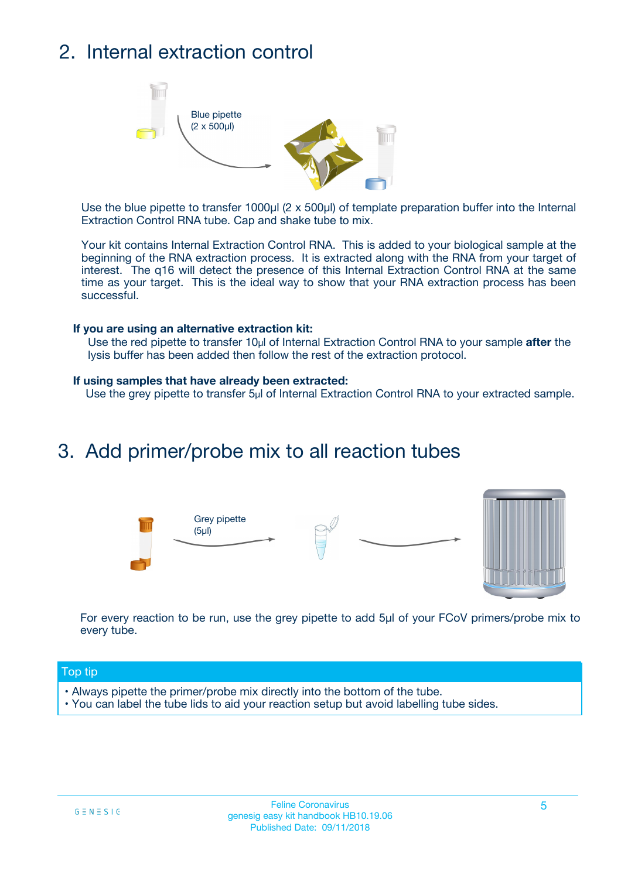## 2. Internal extraction control

Blue pipette
(2 x 500µl)

Use the blue pipette to transfer 1000µl (2 x 500µl) of template preparation buffer into the Internal Extraction Control RNA tube. Cap and shake tube to mix.

Your kit contains Internal Extraction Control RNA. This is added to your biological sample at the beginning of the RNA extraction process. It is extracted along with the RNA from your target of interest. The q16 will detect the presence of this Internal Extraction Control RNA at the same time as your target. This is the ideal way to show that your RNA extraction process has been successful.

**If you are using an alternative extraction kit:**

Use the red pipette to transfer 10µl of Internal Extraction Control RNA to your sample **after** the lysis buffer has been added then follow the rest of the extraction protocol.

**If using samples that have already been extracted:**

Use the grey pipette to transfer 5µl of Internal Extraction Control RNA to your extracted sample.

## 3. Add primer/probe mix to all reaction tubes

Grey pipette
(5µl)

For every reaction to be run, use the grey pipette to add 5µl of your FCoV primers/probe mix to every tube.

**Top tip**

- Always pipette the primer/probe mix directly into the bottom of the tube.
- You can label the tube lids to aid your reaction setup but avoid labelling tube sides.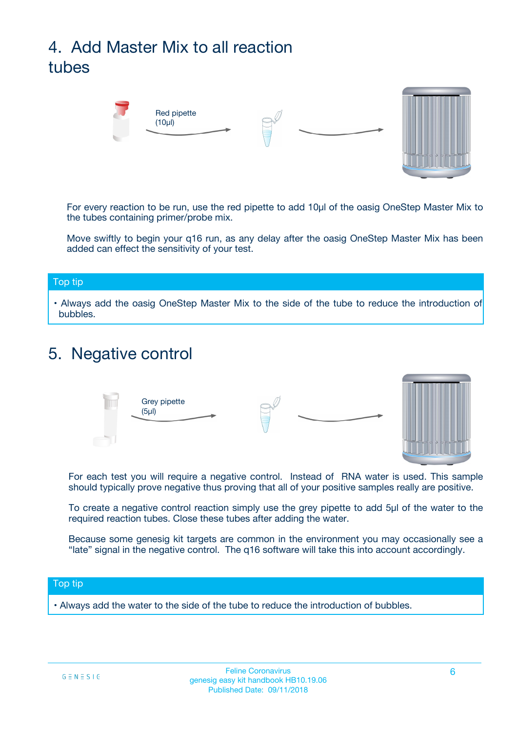## 4. Add Master Mix to all reaction tubes

Red pipette (10µl)

For every reaction to be run, use the red pipette to add 10µl of the oasig OneStep Master Mix to the tubes containing primer/probe mix.

Move swiftly to begin your q16 run, as any delay after the oasig OneStep Master Mix has been added can effect the sensitivity of your test.

**Top tip**

- Always add the oasig OneStep Master Mix to the side of the tube to reduce the introduction of bubbles.

## 5. Negative control

Grey pipette (5µl)

For each test you will require a negative control. Instead of RNA water is used. This sample should typically prove negative thus proving that all of your positive samples really are positive.

To create a negative control reaction simply use the grey pipette to add 5µl of the water to the required reaction tubes. Close these tubes after adding the water.

Because some genesig kit targets are common in the environment you may occasionally see a "late" signal in the negative control. The q16 software will take this into account accordingly.

**Top tip**

- Always add the water to the side of the tube to reduce the introduction of bubbles.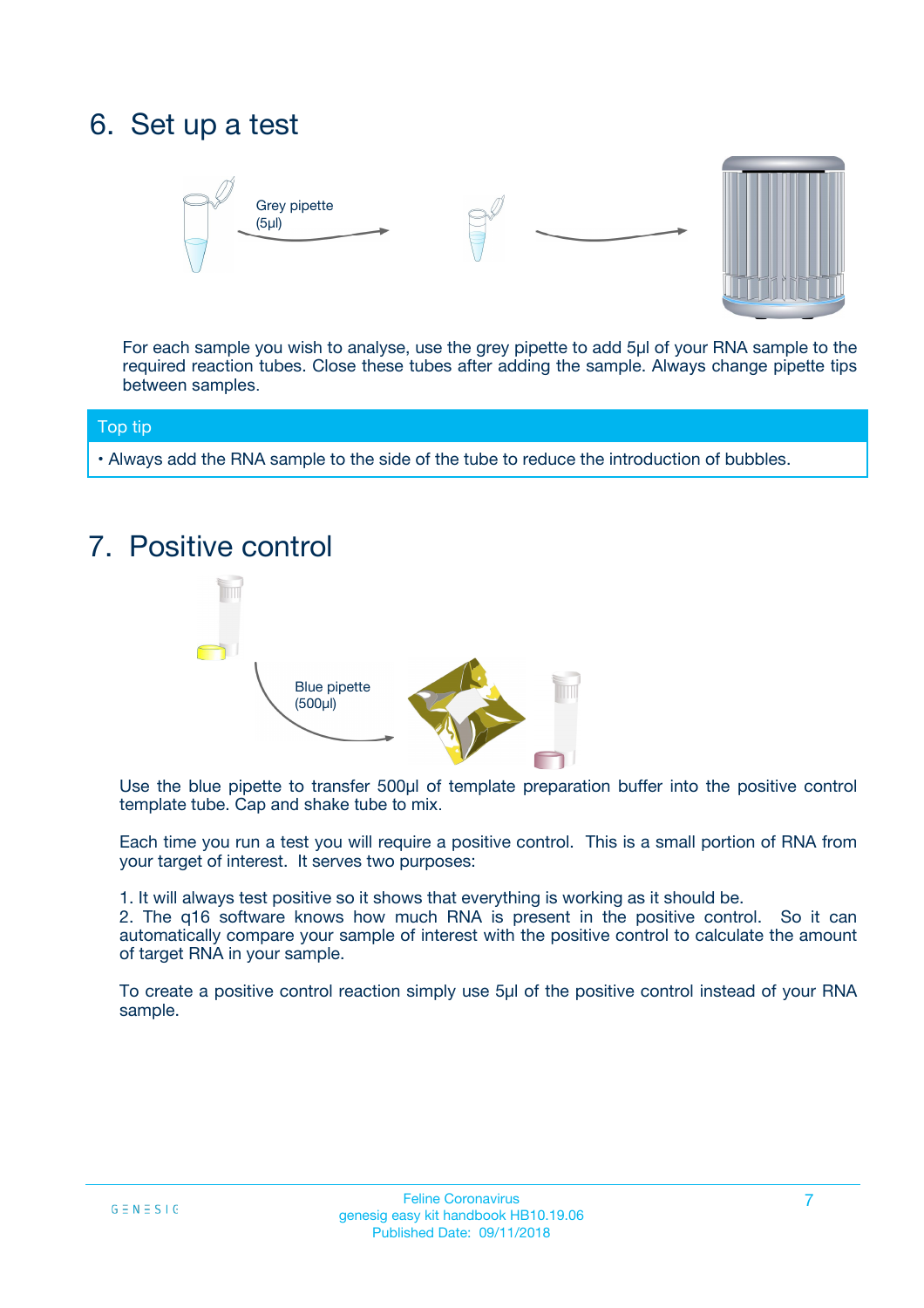# 6. Set up a test

Grey pipette (5µl)

For each sample you wish to analyse, use the grey pipette to add 5µl of your RNA sample to the required reaction tubes. Close these tubes after adding the sample. Always change pipette tips between samples.

**Top tip**

- Always add the RNA sample to the side of the tube to reduce the introduction of bubbles.

# 7. Positive control

Blue pipette (500µl)

Use the blue pipette to transfer 500µl of template preparation buffer into the positive control template tube. Cap and shake tube to mix.

Each time you run a test you will require a positive control. This is a small portion of RNA from your target of interest. It serves two purposes:

1. It will always test positive so it shows that everything is working as it should be.
2. The q16 software knows how much RNA is present in the positive control. So it can automatically compare your sample of interest with the positive control to calculate the amount of target RNA in your sample.

To create a positive control reaction simply use 5µl of the positive control instead of your RNA sample.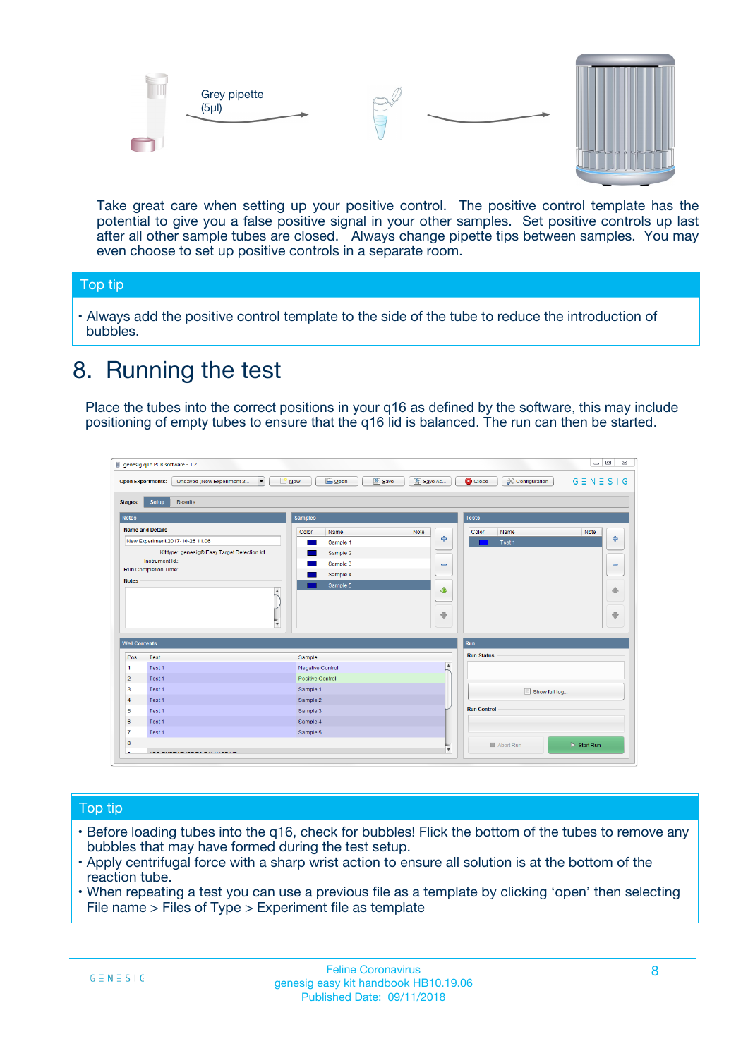Grey pipette (5µl)

Take great care when setting up your positive control. The positive control template has the potential to give you a false positive signal in your other samples. Set positive controls up last after all other sample tubes are closed. Always change pipette tips between samples. You may even choose to set up positive controls in a separate room.

## Top tip

- Always add the positive control template to the side of the tube to reduce the introduction of bubbles.

# 8. Running the test

Place the tubes into the correct positions in your q16 as defined by the software, this may include positioning of empty tubes to ensure that the q16 lid is balanced. The run can then be started.

## Top tip

- Before loading tubes into the q16, check for bubbles! Flick the bottom of the tubes to remove any bubbles that may have formed during the test setup.
- Apply centrifugal force with a sharp wrist action to ensure all solution is at the bottom of the reaction tube.
- When repeating a test you can use a previous file as a template by clicking 'open' then selecting File name > Files of Type > Experiment file as template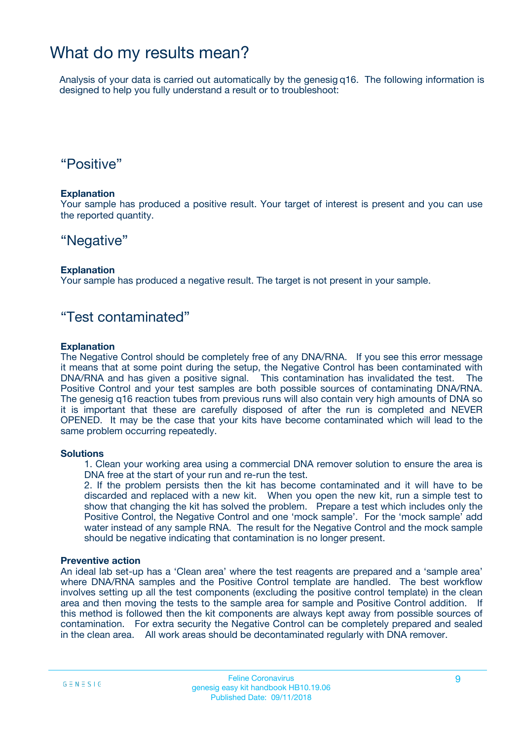# What do my results mean?

Analysis of your data is carried out automatically by the genesig q16. The following information is designed to help you fully understand a result or to troubleshoot:

## "Positive"

**Explanation**
Your sample has produced a positive result. Your target of interest is present and you can use the reported quantity.

## "Negative"

**Explanation**
Your sample has produced a negative result. The target is not present in your sample.

## "Test contaminated"

**Explanation**
The Negative Control should be completely free of any DNA/RNA. If you see this error message it means that at some point during the setup, the Negative Control has been contaminated with DNA/RNA and has given a positive signal. This contamination has invalidated the test. The Positive Control and your test samples are both possible sources of contaminating DNA/RNA. The genesig q16 reaction tubes from previous runs will also contain very high amounts of DNA so it is important that these are carefully disposed of after the run is completed and NEVER OPENED. It may be the case that your kits have become contaminated which will lead to the same problem occurring repeatedly.

**Solutions**

1. Clean your working area using a commercial DNA remover solution to ensure the area is DNA free at the start of your run and re-run the test.
2. If the problem persists then the kit has become contaminated and it will have to be discarded and replaced with a new kit. When you open the new kit, run a simple test to show that changing the kit has solved the problem. Prepare a test which includes only the Positive Control, the Negative Control and one 'mock sample'. For the 'mock sample' add water instead of any sample RNA. The result for the Negative Control and the mock sample should be negative indicating that contamination is no longer present.

**Preventive action**
An ideal lab set-up has a 'Clean area' where the test reagents are prepared and a 'sample area' where DNA/RNA samples and the Positive Control template are handled. The best workflow involves setting up all the test components (excluding the positive control template) in the clean area and then moving the tests to the sample area for sample and Positive Control addition. If this method is followed then the kit components are always kept away from possible sources of contamination. For extra security the Negative Control can be completely prepared and sealed in the clean area. All work areas should be decontaminated regularly with DNA remover.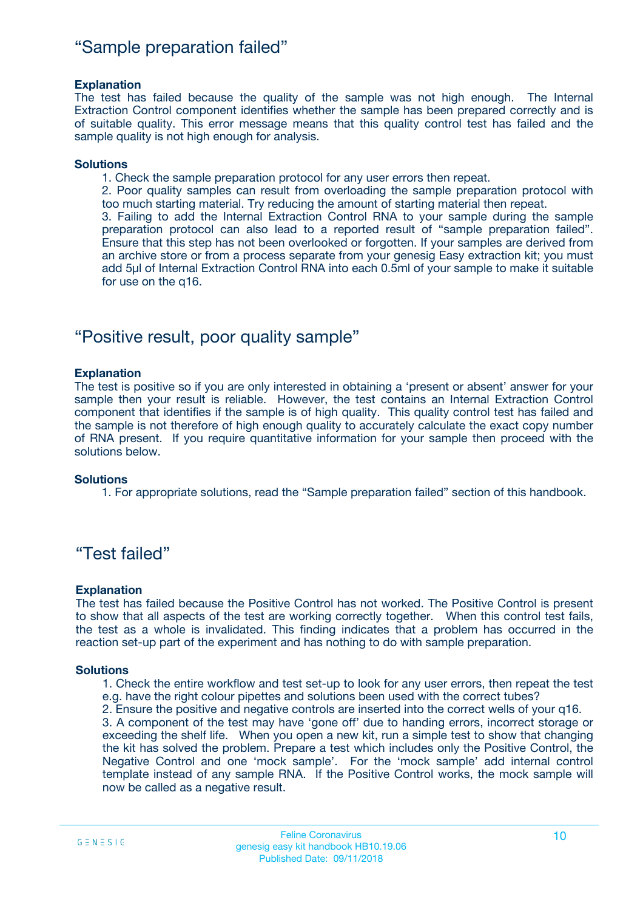## "Sample preparation failed"

**Explanation**

The test has failed because the quality of the sample was not high enough. The Internal Extraction Control component identifies whether the sample has been prepared correctly and is of suitable quality. This error message means that this quality control test has failed and the sample quality is not high enough for analysis.

**Solutions**

1. Check the sample preparation protocol for any user errors then repeat.
2. Poor quality samples can result from overloading the sample preparation protocol with too much starting material. Try reducing the amount of starting material then repeat.
3. Failing to add the Internal Extraction Control RNA to your sample during the sample preparation protocol can also lead to a reported result of "sample preparation failed". Ensure that this step has not been overlooked or forgotten. If your samples are derived from an archive store or from a process separate from your genesig Easy extraction kit; you must add 5µl of Internal Extraction Control RNA into each 0.5ml of your sample to make it suitable for use on the q16.

## "Positive result, poor quality sample"

**Explanation**

The test is positive so if you are only interested in obtaining a 'present or absent' answer for your sample then your result is reliable. However, the test contains an Internal Extraction Control component that identifies if the sample is of high quality. This quality control test has failed and the sample is not therefore of high enough quality to accurately calculate the exact copy number of RNA present. If you require quantitative information for your sample then proceed with the solutions below.

**Solutions**

1. For appropriate solutions, read the "Sample preparation failed" section of this handbook.

## "Test failed"

**Explanation**

The test has failed because the Positive Control has not worked. The Positive Control is present to show that all aspects of the test are working correctly together. When this control test fails, the test as a whole is invalidated. This finding indicates that a problem has occurred in the reaction set-up part of the experiment and has nothing to do with sample preparation.

**Solutions**

1. Check the entire workflow and test set-up to look for any user errors, then repeat the test e.g. have the right colour pipettes and solutions been used with the correct tubes?
2. Ensure the positive and negative controls are inserted into the correct wells of your q16.
3. A component of the test may have 'gone off' due to handing errors, incorrect storage or exceeding the shelf life. When you open a new kit, run a simple test to show that changing the kit has solved the problem. Prepare a test which includes only the Positive Control, the Negative Control and one 'mock sample'. For the 'mock sample' add internal control template instead of any sample RNA. If the Positive Control works, the mock sample will now be called as a negative result.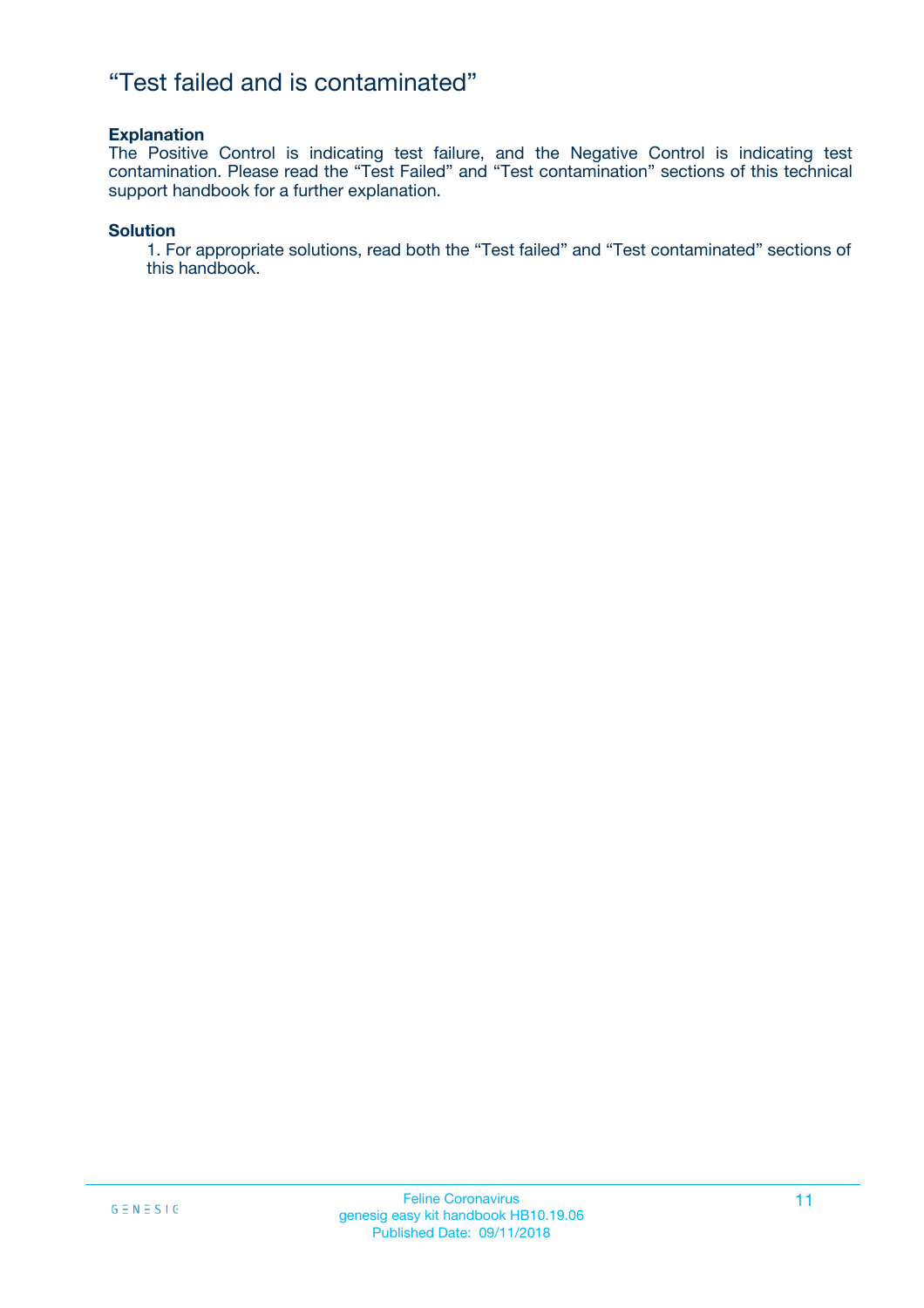# "Test failed and is contaminated"

**Explanation**

The Positive Control is indicating test failure, and the Negative Control is indicating test contamination. Please read the "Test Failed" and "Test contamination" sections of this technical support handbook for a further explanation.

**Solution**

1. For appropriate solutions, read both the "Test failed" and "Test contaminated" sections of this handbook.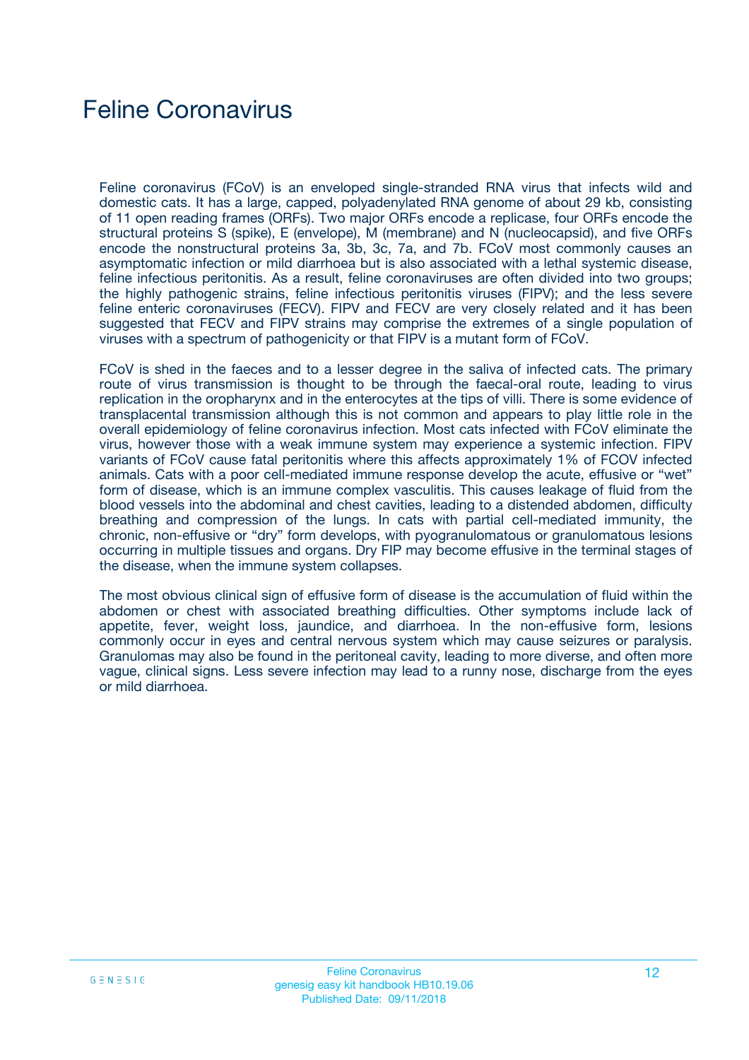# Feline Coronavirus

Feline coronavirus (FCoV) is an enveloped single-stranded RNA virus that infects wild and domestic cats. It has a large, capped, polyadenylated RNA genome of about 29 kb, consisting of 11 open reading frames (ORFs). Two major ORFs encode a replicase, four ORFs encode the structural proteins S (spike), E (envelope), M (membrane) and N (nucleocapsid), and five ORFs encode the nonstructural proteins 3a, 3b, 3c, 7a, and 7b. FCoV most commonly causes an asymptomatic infection or mild diarrhoea but is also associated with a lethal systemic disease, feline infectious peritonitis. As a result, feline coronaviruses are often divided into two groups; the highly pathogenic strains, feline infectious peritonitis viruses (FIPV); and the less severe feline enteric coronaviruses (FECV). FIPV and FECV are very closely related and it has been suggested that FECV and FIPV strains may comprise the extremes of a single population of viruses with a spectrum of pathogenicity or that FIPV is a mutant form of FCoV.

FCoV is shed in the faeces and to a lesser degree in the saliva of infected cats. The primary route of virus transmission is thought to be through the faecal-oral route, leading to virus replication in the oropharynx and in the enterocytes at the tips of villi. There is some evidence of transplacental transmission although this is not common and appears to play little role in the overall epidemiology of feline coronavirus infection. Most cats infected with FCoV eliminate the virus, however those with a weak immune system may experience a systemic infection. FIPV variants of FCoV cause fatal peritonitis where this affects approximately 1% of FCOV infected animals. Cats with a poor cell-mediated immune response develop the acute, effusive or "wet" form of disease, which is an immune complex vasculitis. This causes leakage of fluid from the blood vessels into the abdominal and chest cavities, leading to a distended abdomen, difficulty breathing and compression of the lungs. In cats with partial cell-mediated immunity, the chronic, non-effusive or "dry" form develops, with pyogranulomatous or granulomatous lesions occurring in multiple tissues and organs. Dry FIP may become effusive in the terminal stages of the disease, when the immune system collapses.

The most obvious clinical sign of effusive form of disease is the accumulation of fluid within the abdomen or chest with associated breathing difficulties. Other symptoms include lack of appetite, fever, weight loss, jaundice, and diarrhoea. In the non-effusive form, lesions commonly occur in eyes and central nervous system which may cause seizures or paralysis. Granulomas may also be found in the peritoneal cavity, leading to more diverse, and often more vague, clinical signs. Less severe infection may lead to a runny nose, discharge from the eyes or mild diarrhoea.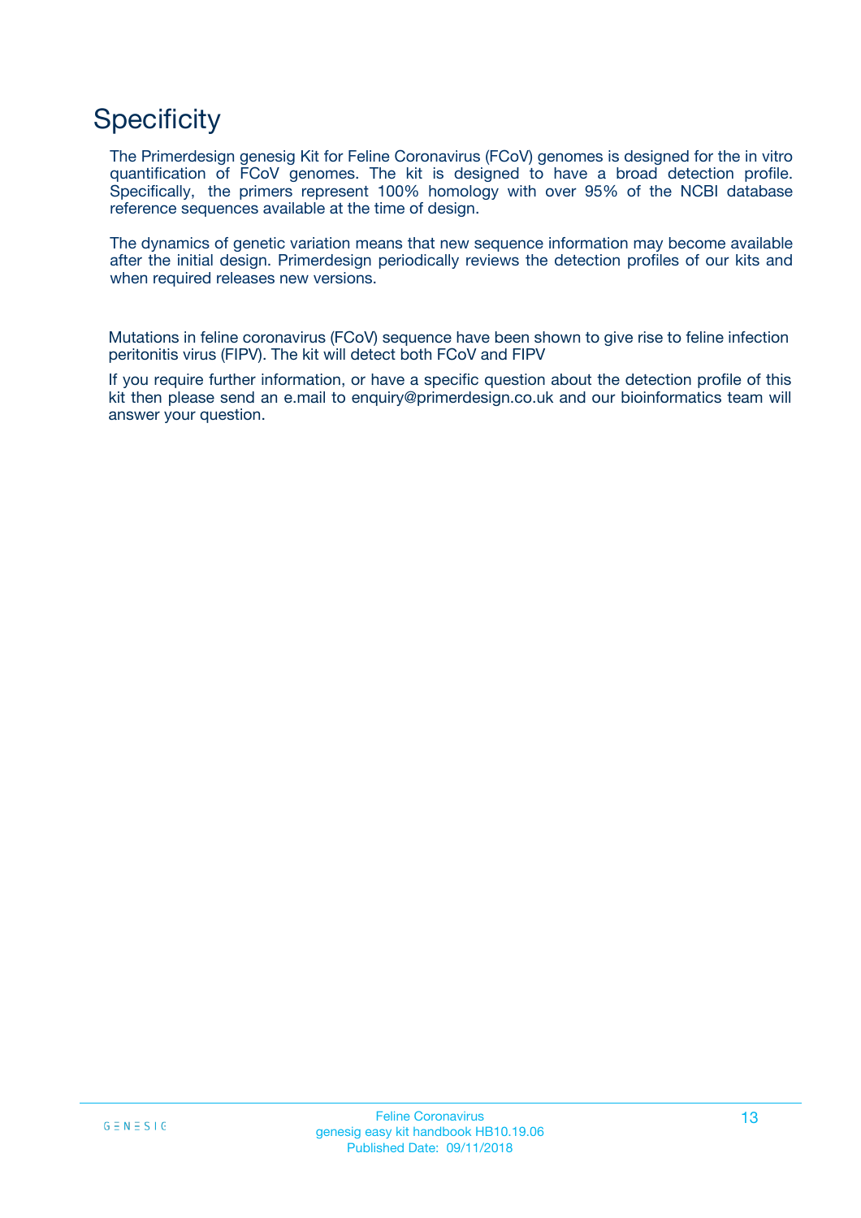# Specificity

The Primerdesign genesig Kit for Feline Coronavirus (FCoV) genomes is designed for the in vitro quantification of FCoV genomes. The kit is designed to have a broad detection profile. Specifically, the primers represent 100% homology with over 95% of the NCBI database reference sequences available at the time of design.

The dynamics of genetic variation means that new sequence information may become available after the initial design. Primerdesign periodically reviews the detection profiles of our kits and when required releases new versions.

Mutations in feline coronavirus (FCoV) sequence have been shown to give rise to feline infection peritonitis virus (FIPV). The kit will detect both FCoV and FIPV

If you require further information, or have a specific question about the detection profile of this kit then please send an e.mail to enquiry@primerdesign.co.uk and our bioinformatics team will answer your question.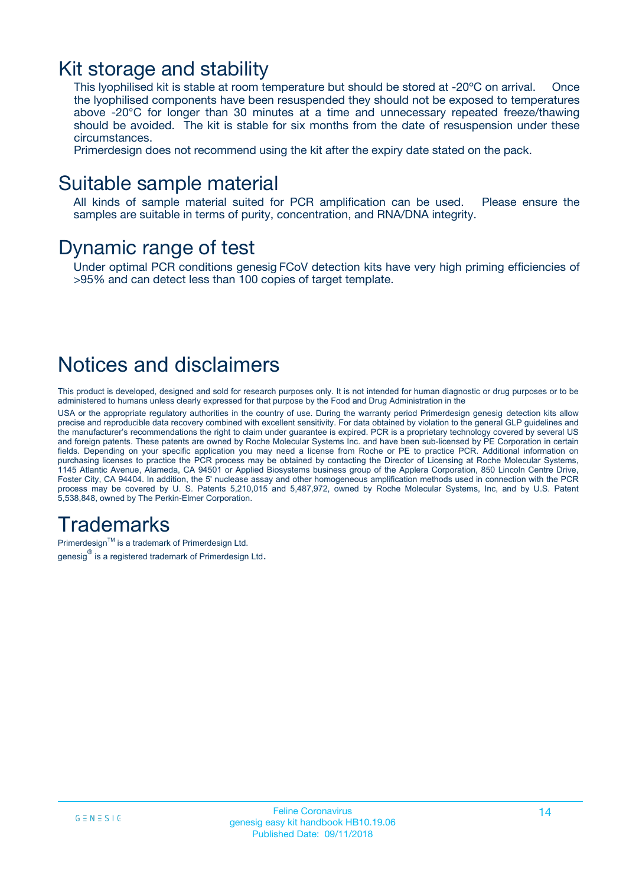# Kit storage and stability

This lyophilised kit is stable at room temperature but should be stored at -20ºC on arrival. Once the lyophilised components have been resuspended they should not be exposed to temperatures above -20°C for longer than 30 minutes at a time and unnecessary repeated freeze/thawing should be avoided. The kit is stable for six months from the date of resuspension under these circumstances.

Primerdesign does not recommend using the kit after the expiry date stated on the pack.

# Suitable sample material

All kinds of sample material suited for PCR amplification can be used. Please ensure the samples are suitable in terms of purity, concentration, and RNA/DNA integrity.

# Dynamic range of test

Under optimal PCR conditions genesig FCoV detection kits have very high priming efficiencies of >95% and can detect less than 100 copies of target template.

# Notices and disclaimers

This product is developed, designed and sold for research purposes only. It is not intended for human diagnostic or drug purposes or to be administered to humans unless clearly expressed for that purpose by the Food and Drug Administration in the

USA or the appropriate regulatory authorities in the country of use. During the warranty period Primerdesign genesig detection kits allow precise and reproducible data recovery combined with excellent sensitivity. For data obtained by violation to the general GLP guidelines and the manufacturer's recommendations the right to claim under guarantee is expired. PCR is a proprietary technology covered by several US and foreign patents. These patents are owned by Roche Molecular Systems Inc. and have been sub-licensed by PE Corporation in certain fields. Depending on your specific application you may need a license from Roche or PE to practice PCR. Additional information on purchasing licenses to practice the PCR process may be obtained by contacting the Director of Licensing at Roche Molecular Systems, 1145 Atlantic Avenue, Alameda, CA 94501 or Applied Biosystems business group of the Applera Corporation, 850 Lincoln Centre Drive, Foster City, CA 94404. In addition, the 5' nuclease assay and other homogeneous amplification methods used in connection with the PCR process may be covered by U. S. Patents 5,210,015 and 5,487,972, owned by Roche Molecular Systems, Inc, and by U.S. Patent 5,538,848, owned by The Perkin-Elmer Corporation.

# Trademarks

Primerdesign™ is a trademark of Primerdesign Ltd.

genesig® is a registered trademark of Primerdesign Ltd.